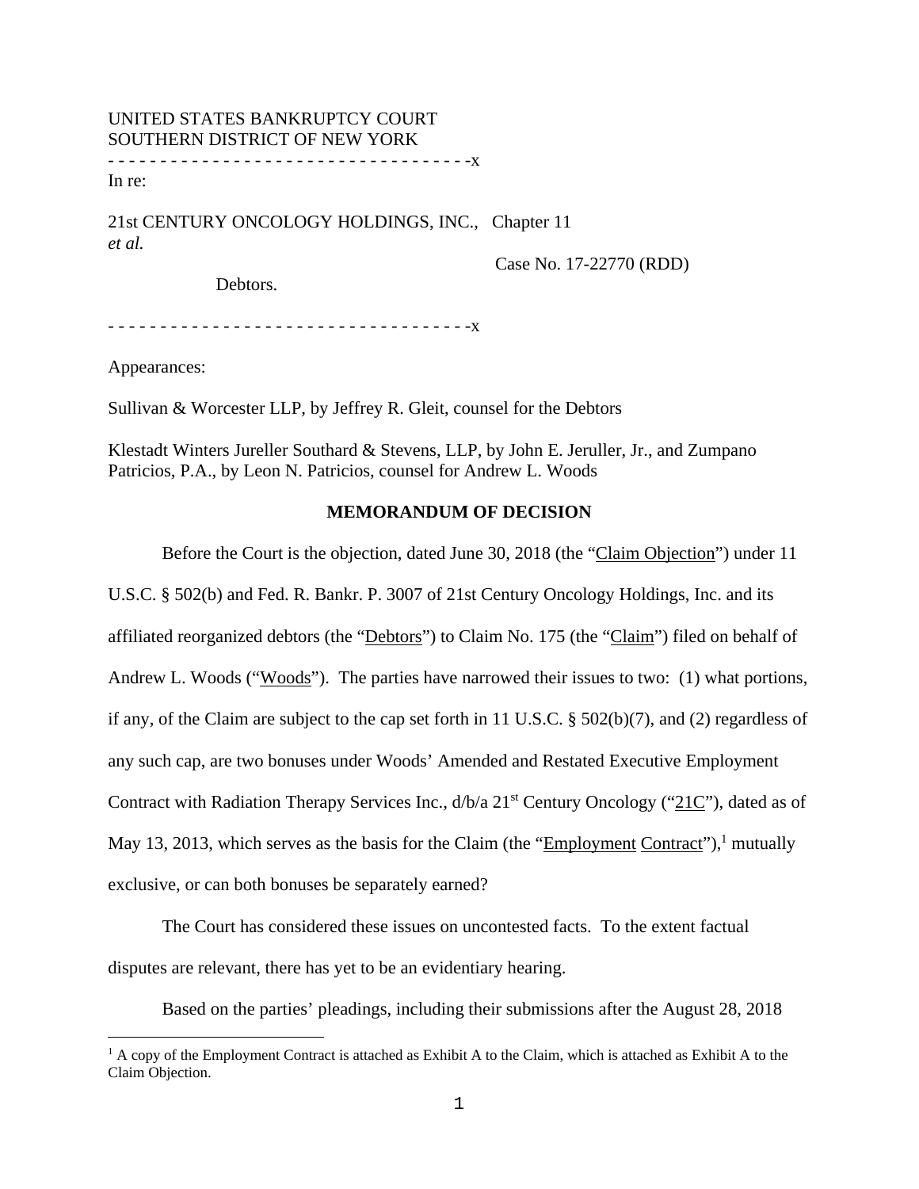UNITED STATES BANKRUPTCY COURT
SOUTHERN DISTRICT OF NEW YORK

- - - - - - - - - - - - - - - - - - - - - - - - - - - - - - - - - - -x

In re:

21st CENTURY ONCOLOGY HOLDINGS, INC., *et al.*

Debtors.

Chapter 11

Case No. 17-22770 (RDD)

- - - - - - - - - - - - - - - - - - - - - - - - - - - - - - - - - - -x

Appearances:

Sullivan & Worcester LLP, by Jeffrey R. Gleit, counsel for the Debtors

Klestadt Winters Jureller Southard & Stevens, LLP, by John E. Jeruller, Jr., and Zumpano Patricios, P.A., by Leon N. Patricios, counsel for Andrew L. Woods

## MEMORANDUM OF DECISION

Before the Court is the objection, dated June 30, 2018 (the "Claim Objection") under 11 U.S.C. § 502(b) and Fed. R. Bankr. P. 3007 of 21st Century Oncology Holdings, Inc. and its affiliated reorganized debtors (the "Debtors") to Claim No. 175 (the "Claim") filed on behalf of Andrew L. Woods ("Woods"). The parties have narrowed their issues to two: (1) what portions, if any, of the Claim are subject to the cap set forth in 11 U.S.C. § 502(b)(7), and (2) regardless of any such cap, are two bonuses under Woods' Amended and Restated Executive Employment Contract with Radiation Therapy Services Inc., d/b/a 21st Century Oncology ("21C"), dated as of May 13, 2013, which serves as the basis for the Claim (the "Employment Contract"),[1] mutually exclusive, or can both bonuses be separately earned?

The Court has considered these issues on uncontested facts. To the extent factual disputes are relevant, there has yet to be an evidentiary hearing.

Based on the parties' pleadings, including their submissions after the August 28, 2018

[1] A copy of the Employment Contract is attached as Exhibit A to the Claim, which is attached as Exhibit A to the Claim Objection.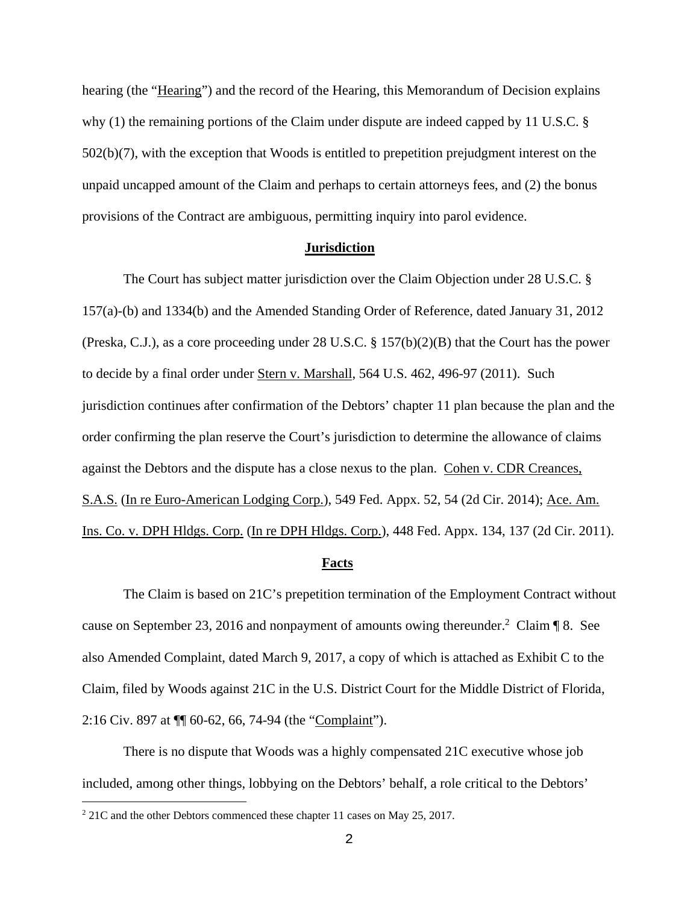hearing (the "Hearing") and the record of the Hearing, this Memorandum of Decision explains why (1) the remaining portions of the Claim under dispute are indeed capped by 11 U.S.C. § 502(b)(7), with the exception that Woods is entitled to prepetition prejudgment interest on the unpaid uncapped amount of the Claim and perhaps to certain attorneys fees, and (2) the bonus provisions of the Contract are ambiguous, permitting inquiry into parol evidence.

## Jurisdiction

The Court has subject matter jurisdiction over the Claim Objection under 28 U.S.C. § 157(a)-(b) and 1334(b) and the Amended Standing Order of Reference, dated January 31, 2012 (Preska, C.J.), as a core proceeding under 28 U.S.C. § 157(b)(2)(B) that the Court has the power to decide by a final order under Stern v. Marshall, 564 U.S. 462, 496-97 (2011). Such jurisdiction continues after confirmation of the Debtors' chapter 11 plan because the plan and the order confirming the plan reserve the Court's jurisdiction to determine the allowance of claims against the Debtors and the dispute has a close nexus to the plan. Cohen v. CDR Creances, S.A.S. (In re Euro-American Lodging Corp.), 549 Fed. Appx. 52, 54 (2d Cir. 2014); Ace. Am. Ins. Co. v. DPH Hldgs. Corp. (In re DPH Hldgs. Corp.), 448 Fed. Appx. 134, 137 (2d Cir. 2011).

## Facts

The Claim is based on 21C's prepetition termination of the Employment Contract without cause on September 23, 2016 and nonpayment of amounts owing thereunder.[2] Claim ¶ 8. See also Amended Complaint, dated March 9, 2017, a copy of which is attached as Exhibit C to the Claim, filed by Woods against 21C in the U.S. District Court for the Middle District of Florida, 2:16 Civ. 897 at ¶¶ 60-62, 66, 74-94 (the "Complaint").

There is no dispute that Woods was a highly compensated 21C executive whose job included, among other things, lobbying on the Debtors' behalf, a role critical to the Debtors'

[2] 21C and the other Debtors commenced these chapter 11 cases on May 25, 2017.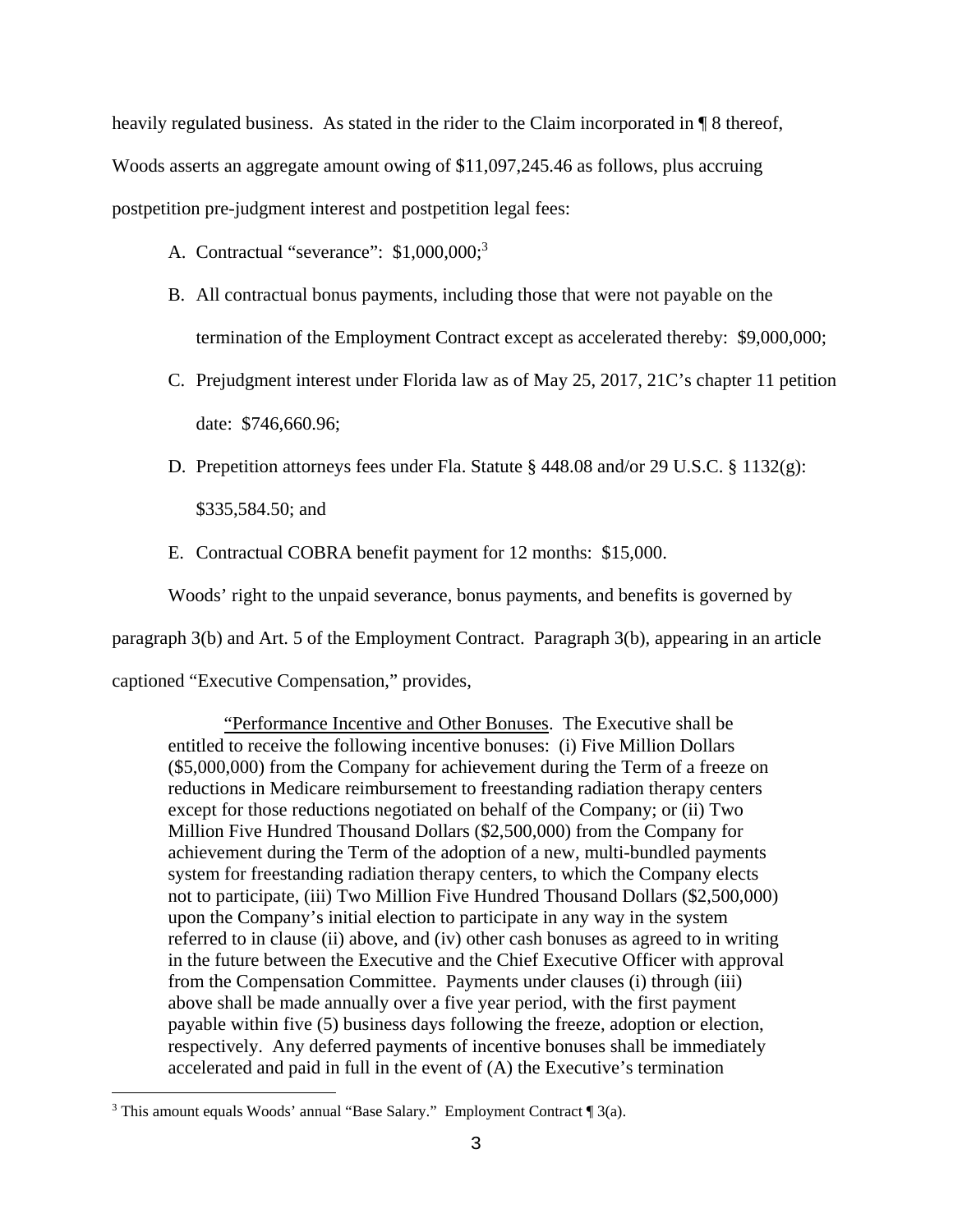heavily regulated business. As stated in the rider to the Claim incorporated in ¶ 8 thereof, Woods asserts an aggregate amount owing of $11,097,245.46 as follows, plus accruing postpetition pre-judgment interest and postpetition legal fees:

A. Contractual "severance": $1,000,000;[3]

B. All contractual bonus payments, including those that were not payable on the termination of the Employment Contract except as accelerated thereby: $9,000,000;

C. Prejudgment interest under Florida law as of May 25, 2017, 21C's chapter 11 petition date: $746,660.96;

D. Prepetition attorneys fees under Fla. Statute § 448.08 and/or 29 U.S.C. § 1132(g): $335,584.50; and

E. Contractual COBRA benefit payment for 12 months: $15,000.

Woods' right to the unpaid severance, bonus payments, and benefits is governed by paragraph 3(b) and Art. 5 of the Employment Contract. Paragraph 3(b), appearing in an article captioned "Executive Compensation," provides,

> "Performance Incentive and Other Bonuses. The Executive shall be entitled to receive the following incentive bonuses: (i) Five Million Dollars ($5,000,000) from the Company for achievement during the Term of a freeze on reductions in Medicare reimbursement to freestanding radiation therapy centers except for those reductions negotiated on behalf of the Company; or (ii) Two Million Five Hundred Thousand Dollars ($2,500,000) from the Company for achievement during the Term of the adoption of a new, multi-bundled payments system for freestanding radiation therapy centers, to which the Company elects not to participate, (iii) Two Million Five Hundred Thousand Dollars ($2,500,000) upon the Company's initial election to participate in any way in the system referred to in clause (ii) above, and (iv) other cash bonuses as agreed to in writing in the future between the Executive and the Chief Executive Officer with approval from the Compensation Committee. Payments under clauses (i) through (iii) above shall be made annually over a five year period, with the first payment payable within five (5) business days following the freeze, adoption or election, respectively. Any deferred payments of incentive bonuses shall be immediately accelerated and paid in full in the event of (A) the Executive's termination

[3] This amount equals Woods' annual "Base Salary." Employment Contract ¶ 3(a).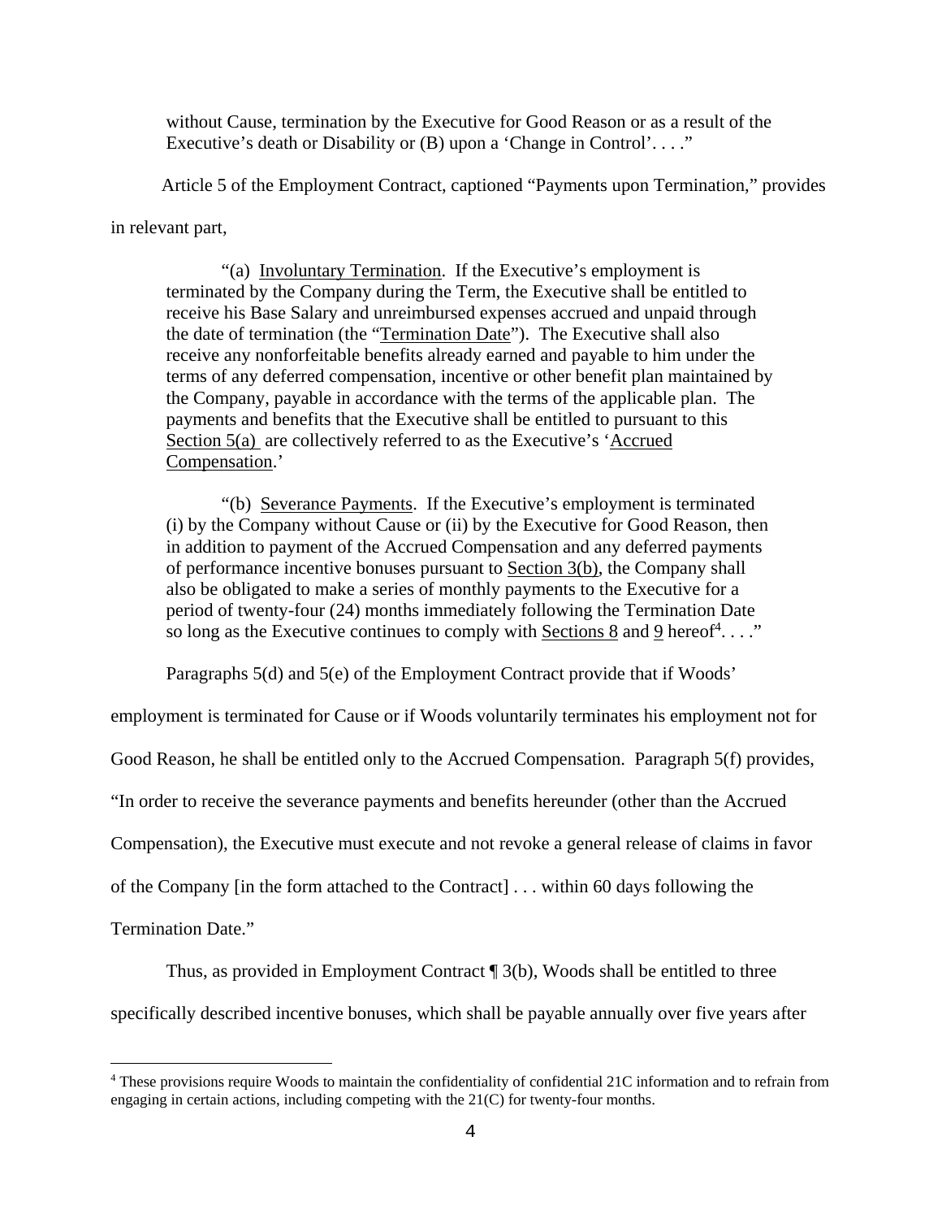without Cause, termination by the Executive for Good Reason or as a result of the Executive's death or Disability or (B) upon a 'Change in Control'. . . ."

Article 5 of the Employment Contract, captioned "Payments upon Termination," provides in relevant part,

> "(a) Involuntary Termination. If the Executive's employment is terminated by the Company during the Term, the Executive shall be entitled to receive his Base Salary and unreimbursed expenses accrued and unpaid through the date of termination (the "Termination Date"). The Executive shall also receive any nonforfeitable benefits already earned and payable to him under the terms of any deferred compensation, incentive or other benefit plan maintained by the Company, payable in accordance with the terms of the applicable plan. The payments and benefits that the Executive shall be entitled to pursuant to this Section 5(a) are collectively referred to as the Executive's 'Accrued Compensation.'
>
> "(b) Severance Payments. If the Executive's employment is terminated (i) by the Company without Cause or (ii) by the Executive for Good Reason, then in addition to payment of the Accrued Compensation and any deferred payments of performance incentive bonuses pursuant to Section 3(b), the Company shall also be obligated to make a series of monthly payments to the Executive for a period of twenty-four (24) months immediately following the Termination Date so long as the Executive continues to comply with Sections 8 and 9 hereof[4]. . . ."

Paragraphs 5(d) and 5(e) of the Employment Contract provide that if Woods' employment is terminated for Cause or if Woods voluntarily terminates his employment not for Good Reason, he shall be entitled only to the Accrued Compensation. Paragraph 5(f) provides, "In order to receive the severance payments and benefits hereunder (other than the Accrued Compensation), the Executive must execute and not revoke a general release of claims in favor of the Company [in the form attached to the Contract] . . . within 60 days following the Termination Date."

Thus, as provided in Employment Contract ¶ 3(b), Woods shall be entitled to three specifically described incentive bonuses, which shall be payable annually over five years after

[4] These provisions require Woods to maintain the confidentiality of confidential 21C information and to refrain from engaging in certain actions, including competing with the 21(C) for twenty-four months.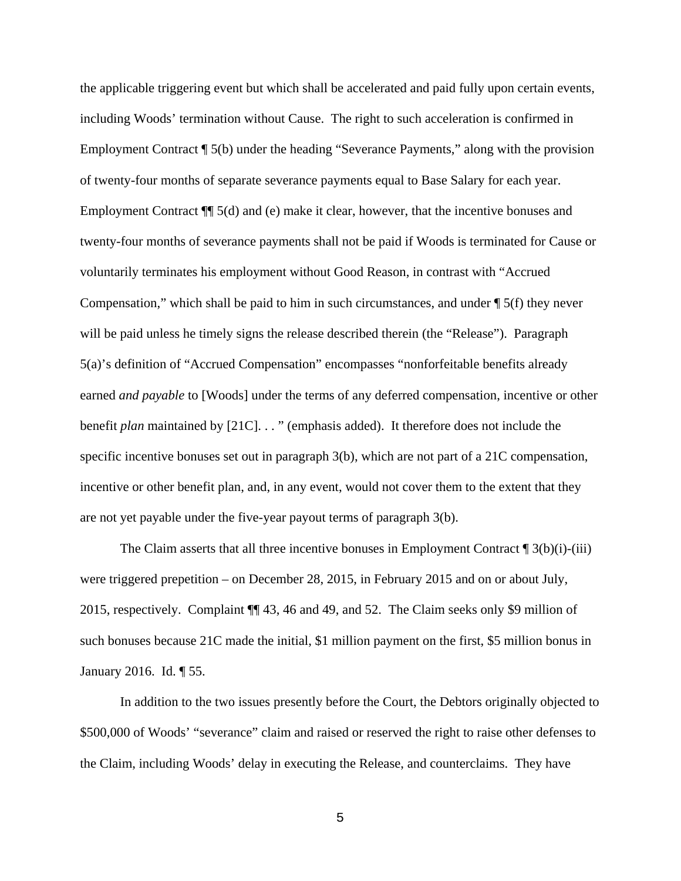the applicable triggering event but which shall be accelerated and paid fully upon certain events, including Woods' termination without Cause. The right to such acceleration is confirmed in Employment Contract ¶ 5(b) under the heading "Severance Payments," along with the provision of twenty-four months of separate severance payments equal to Base Salary for each year. Employment Contract ¶¶ 5(d) and (e) make it clear, however, that the incentive bonuses and twenty-four months of severance payments shall not be paid if Woods is terminated for Cause or voluntarily terminates his employment without Good Reason, in contrast with "Accrued Compensation," which shall be paid to him in such circumstances, and under ¶ 5(f) they never will be paid unless he timely signs the release described therein (the "Release"). Paragraph 5(a)'s definition of "Accrued Compensation" encompasses "nonforfeitable benefits already earned *and payable* to [Woods] under the terms of any deferred compensation, incentive or other benefit *plan* maintained by [21C]. . . " (emphasis added). It therefore does not include the specific incentive bonuses set out in paragraph 3(b), which are not part of a 21C compensation, incentive or other benefit plan, and, in any event, would not cover them to the extent that they are not yet payable under the five-year payout terms of paragraph 3(b).

The Claim asserts that all three incentive bonuses in Employment Contract ¶ 3(b)(i)-(iii) were triggered prepetition – on December 28, 2015, in February 2015 and on or about July, 2015, respectively. Complaint ¶¶ 43, 46 and 49, and 52. The Claim seeks only $9 million of such bonuses because 21C made the initial, $1 million payment on the first, $5 million bonus in January 2016. Id. ¶ 55.

In addition to the two issues presently before the Court, the Debtors originally objected to $500,000 of Woods' "severance" claim and raised or reserved the right to raise other defenses to the Claim, including Woods' delay in executing the Release, and counterclaims. They have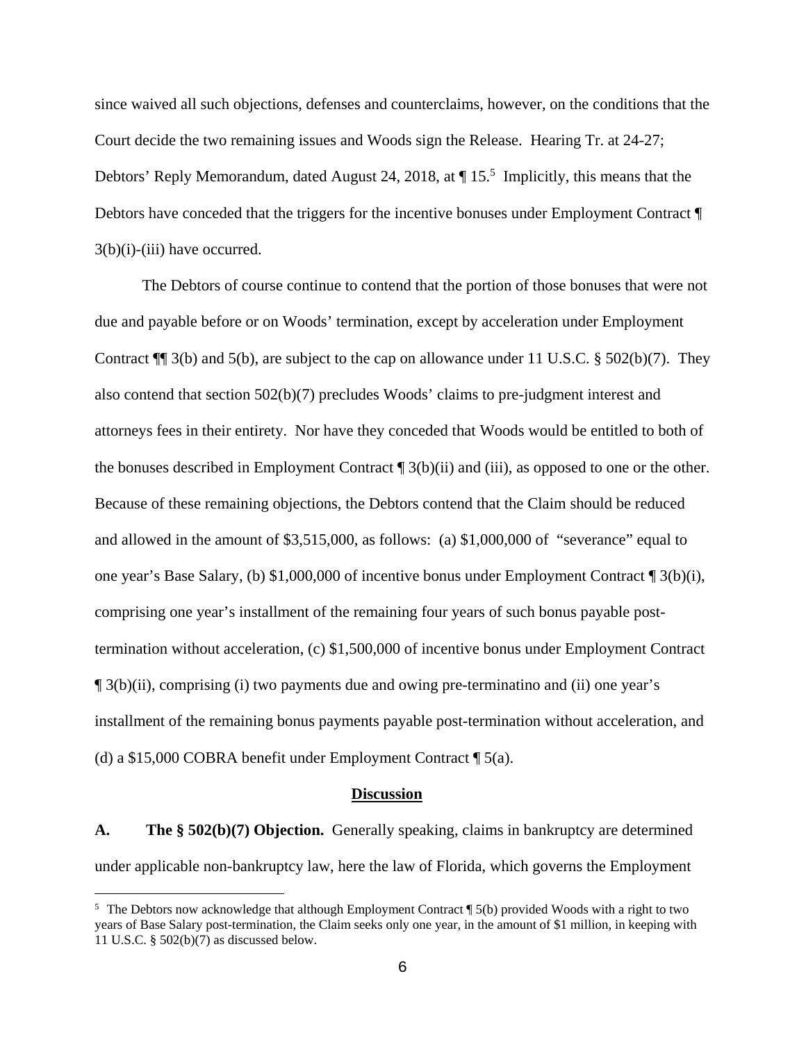since waived all such objections, defenses and counterclaims, however, on the conditions that the Court decide the two remaining issues and Woods sign the Release. Hearing Tr. at 24-27; Debtors' Reply Memorandum, dated August 24, 2018, at ¶ 15.[5] Implicitly, this means that the Debtors have conceded that the triggers for the incentive bonuses under Employment Contract ¶ 3(b)(i)-(iii) have occurred.

The Debtors of course continue to contend that the portion of those bonuses that were not due and payable before or on Woods' termination, except by acceleration under Employment Contract ¶¶ 3(b) and 5(b), are subject to the cap on allowance under 11 U.S.C. § 502(b)(7). They also contend that section 502(b)(7) precludes Woods' claims to pre-judgment interest and attorneys fees in their entirety. Nor have they conceded that Woods would be entitled to both of the bonuses described in Employment Contract ¶ 3(b)(ii) and (iii), as opposed to one or the other. Because of these remaining objections, the Debtors contend that the Claim should be reduced and allowed in the amount of $3,515,000, as follows: (a) $1,000,000 of "severance" equal to one year's Base Salary, (b) $1,000,000 of incentive bonus under Employment Contract ¶ 3(b)(i), comprising one year's installment of the remaining four years of such bonus payable post-termination without acceleration, (c) $1,500,000 of incentive bonus under Employment Contract ¶ 3(b)(ii), comprising (i) two payments due and owing pre-terminatino and (ii) one year's installment of the remaining bonus payments payable post-termination without acceleration, and (d) a $15,000 COBRA benefit under Employment Contract ¶ 5(a).

## Discussion

**A. The § 502(b)(7) Objection.** Generally speaking, claims in bankruptcy are determined under applicable non-bankruptcy law, here the law of Florida, which governs the Employment

---

[5] The Debtors now acknowledge that although Employment Contract ¶ 5(b) provided Woods with a right to two years of Base Salary post-termination, the Claim seeks only one year, in the amount of $1 million, in keeping with 11 U.S.C. § 502(b)(7) as discussed below.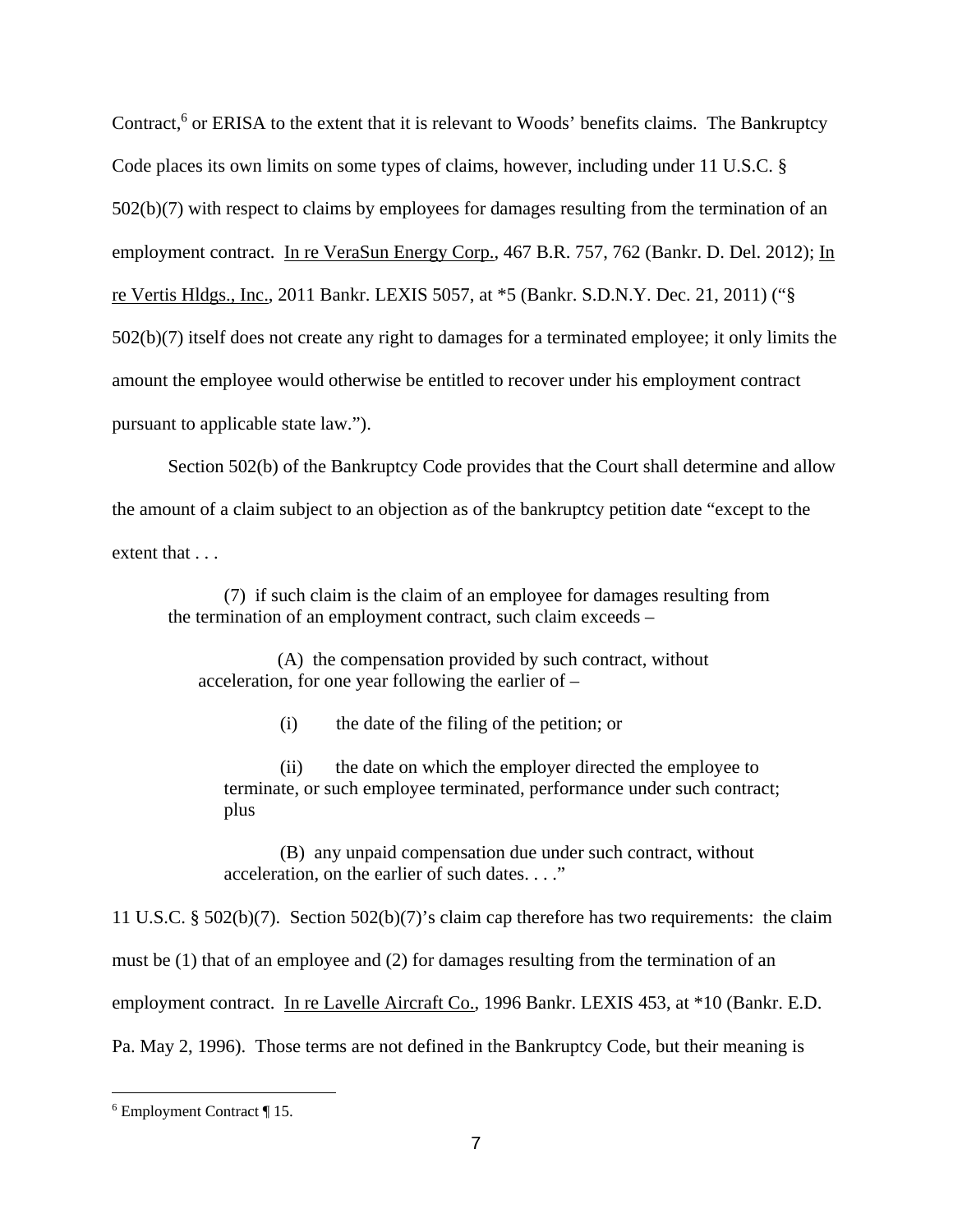Contract,[6] or ERISA to the extent that it is relevant to Woods' benefits claims. The Bankruptcy Code places its own limits on some types of claims, however, including under 11 U.S.C. § 502(b)(7) with respect to claims by employees for damages resulting from the termination of an employment contract. In re VeraSun Energy Corp., 467 B.R. 757, 762 (Bankr. D. Del. 2012); In re Vertis Hldgs., Inc., 2011 Bankr. LEXIS 5057, at *5 (Bankr. S.D.N.Y. Dec. 21, 2011) ("§ 502(b)(7) itself does not create any right to damages for a terminated employee; it only limits the amount the employee would otherwise be entitled to recover under his employment contract pursuant to applicable state law.").

Section 502(b) of the Bankruptcy Code provides that the Court shall determine and allow the amount of a claim subject to an objection as of the bankruptcy petition date "except to the extent that . . .

> (7) if such claim is the claim of an employee for damages resulting from the termination of an employment contract, such claim exceeds –
>
> (A) the compensation provided by such contract, without acceleration, for one year following the earlier of –
>
> (i) the date of the filing of the petition; or
>
> (ii) the date on which the employer directed the employee to terminate, or such employee terminated, performance under such contract; plus
>
> (B) any unpaid compensation due under such contract, without acceleration, on the earlier of such dates. . . ."

11 U.S.C. § 502(b)(7). Section 502(b)(7)'s claim cap therefore has two requirements: the claim must be (1) that of an employee and (2) for damages resulting from the termination of an employment contract. In re Lavelle Aircraft Co., 1996 Bankr. LEXIS 453, at *10 (Bankr. E.D. Pa. May 2, 1996). Those terms are not defined in the Bankruptcy Code, but their meaning is

[6] Employment Contract ¶ 15.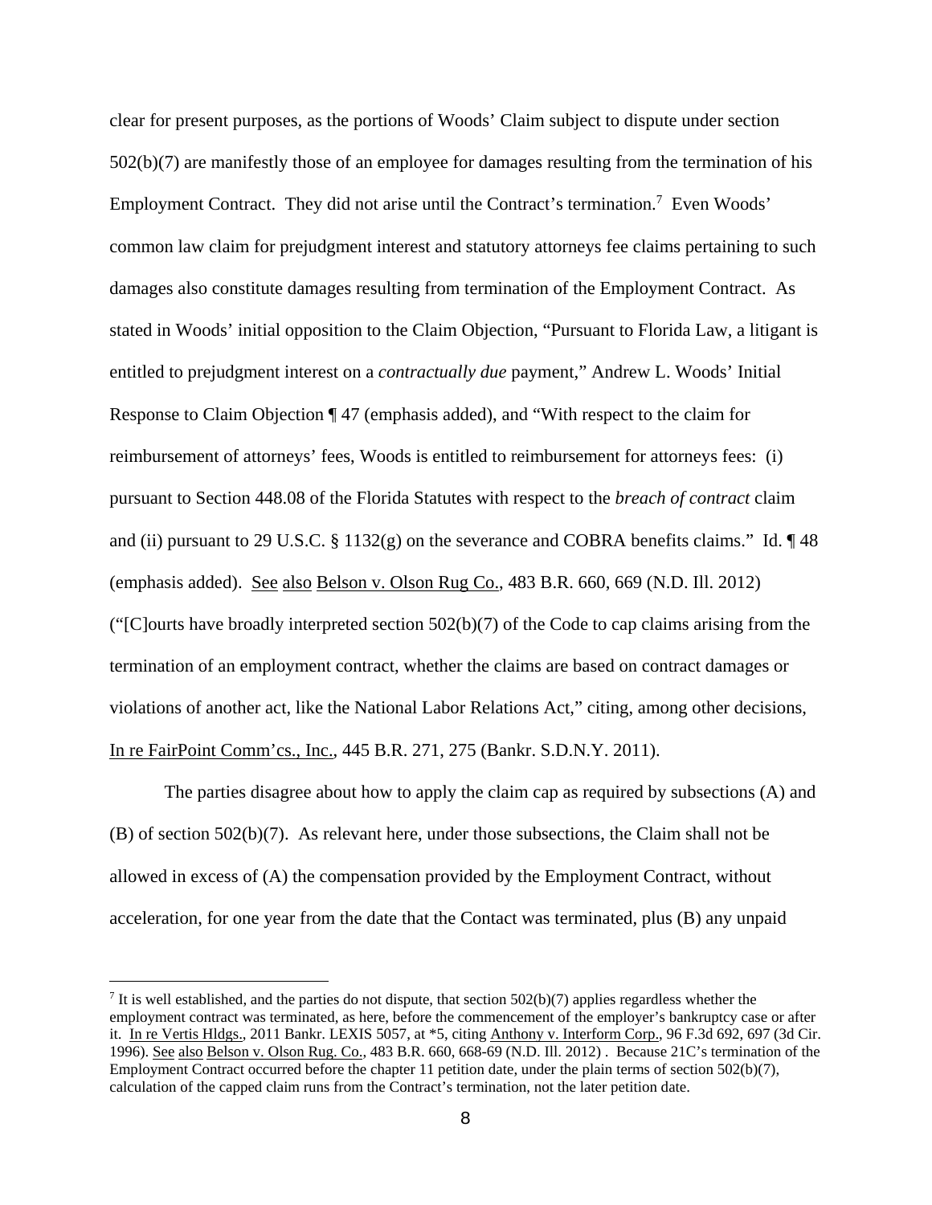clear for present purposes, as the portions of Woods' Claim subject to dispute under section 502(b)(7) are manifestly those of an employee for damages resulting from the termination of his Employment Contract. They did not arise until the Contract's termination.[7] Even Woods' common law claim for prejudgment interest and statutory attorneys fee claims pertaining to such damages also constitute damages resulting from termination of the Employment Contract. As stated in Woods' initial opposition to the Claim Objection, "Pursuant to Florida Law, a litigant is entitled to prejudgment interest on a *contractually due* payment," Andrew L. Woods' Initial Response to Claim Objection ¶ 47 (emphasis added), and "With respect to the claim for reimbursement of attorneys' fees, Woods is entitled to reimbursement for attorneys fees: (i) pursuant to Section 448.08 of the Florida Statutes with respect to the *breach of contract* claim and (ii) pursuant to 29 U.S.C. § 1132(g) on the severance and COBRA benefits claims." Id. ¶ 48 (emphasis added). See also Belson v. Olson Rug Co., 483 B.R. 660, 669 (N.D. Ill. 2012) ("[C]ourts have broadly interpreted section 502(b)(7) of the Code to cap claims arising from the termination of an employment contract, whether the claims are based on contract damages or violations of another act, like the National Labor Relations Act," citing, among other decisions, In re FairPoint Comm'cs., Inc., 445 B.R. 271, 275 (Bankr. S.D.N.Y. 2011).

The parties disagree about how to apply the claim cap as required by subsections (A) and (B) of section 502(b)(7). As relevant here, under those subsections, the Claim shall not be allowed in excess of (A) the compensation provided by the Employment Contract, without acceleration, for one year from the date that the Contact was terminated, plus (B) any unpaid

---

[7] It is well established, and the parties do not dispute, that section 502(b)(7) applies regardless whether the employment contract was terminated, as here, before the commencement of the employer's bankruptcy case or after it. In re Vertis Hldgs., 2011 Bankr. LEXIS 5057, at *5, citing Anthony v. Interform Corp., 96 F.3d 692, 697 (3d Cir. 1996). See also Belson v. Olson Rug. Co., 483 B.R. 660, 668-69 (N.D. Ill. 2012) . Because 21C's termination of the Employment Contract occurred before the chapter 11 petition date, under the plain terms of section 502(b)(7), calculation of the capped claim runs from the Contract's termination, not the later petition date.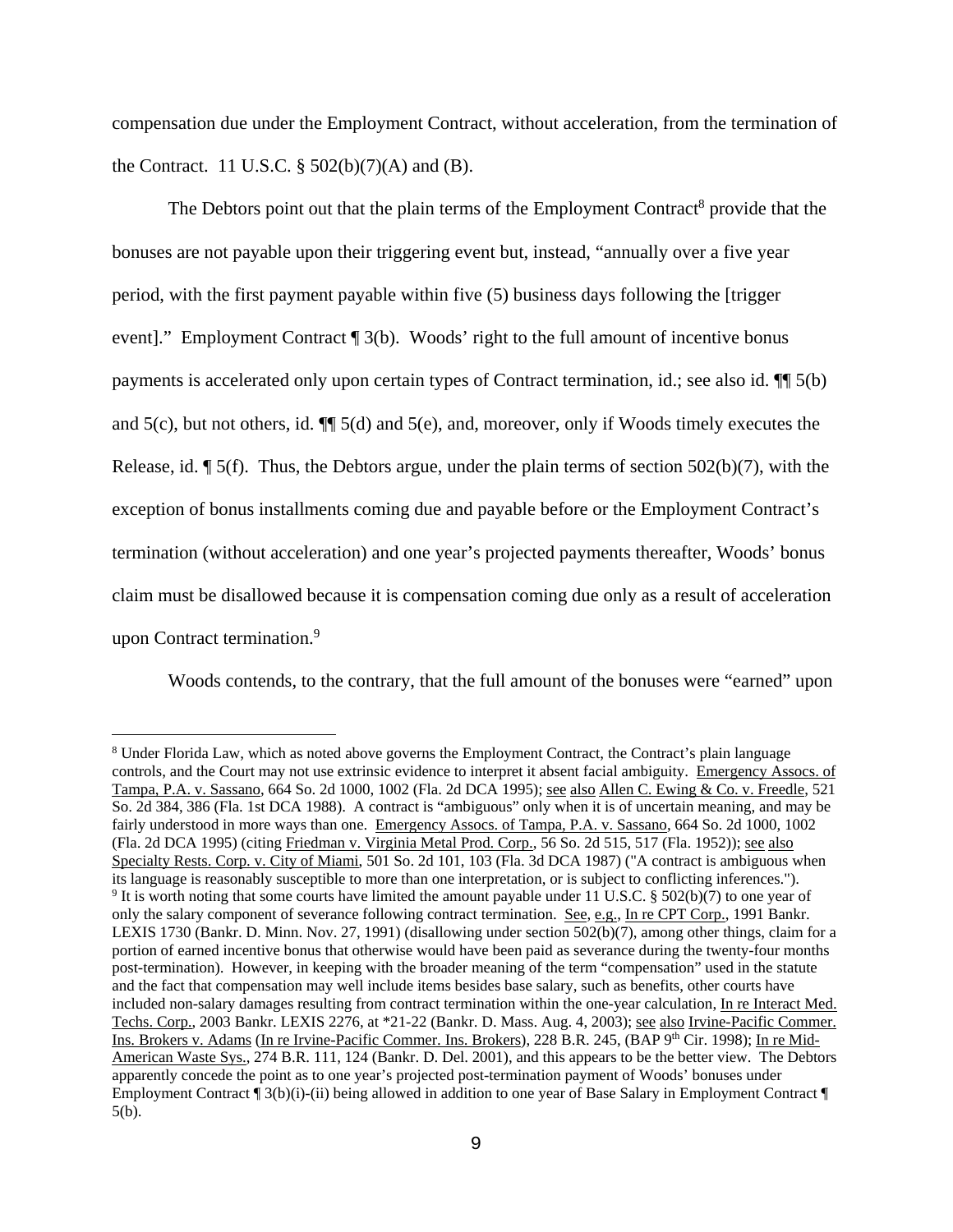compensation due under the Employment Contract, without acceleration, from the termination of the Contract. 11 U.S.C. § 502(b)(7)(A) and (B).

The Debtors point out that the plain terms of the Employment Contract[8] provide that the bonuses are not payable upon their triggering event but, instead, "annually over a five year period, with the first payment payable within five (5) business days following the [trigger event]." Employment Contract ¶ 3(b). Woods' right to the full amount of incentive bonus payments is accelerated only upon certain types of Contract termination, id.; see also id. ¶¶ 5(b) and 5(c), but not others, id. ¶¶ 5(d) and 5(e), and, moreover, only if Woods timely executes the Release, id. ¶ 5(f). Thus, the Debtors argue, under the plain terms of section 502(b)(7), with the exception of bonus installments coming due and payable before or the Employment Contract's termination (without acceleration) and one year's projected payments thereafter, Woods' bonus claim must be disallowed because it is compensation coming due only as a result of acceleration upon Contract termination.[9]

Woods contends, to the contrary, that the full amount of the bonuses were "earned" upon

---

[8] Under Florida Law, which as noted above governs the Employment Contract, the Contract's plain language controls, and the Court may not use extrinsic evidence to interpret it absent facial ambiguity. Emergency Assocs. of Tampa, P.A. v. Sassano, 664 So. 2d 1000, 1002 (Fla. 2d DCA 1995); see also Allen C. Ewing & Co. v. Freedle, 521 So. 2d 384, 386 (Fla. 1st DCA 1988). A contract is "ambiguous" only when it is of uncertain meaning, and may be fairly understood in more ways than one. Emergency Assocs. of Tampa, P.A. v. Sassano, 664 So. 2d 1000, 1002 (Fla. 2d DCA 1995) (citing Friedman v. Virginia Metal Prod. Corp., 56 So. 2d 515, 517 (Fla. 1952)); see also Specialty Rests. Corp. v. City of Miami, 501 So. 2d 101, 103 (Fla. 3d DCA 1987) ("A contract is ambiguous when its language is reasonably susceptible to more than one interpretation, or is subject to conflicting inferences.").

[9] It is worth noting that some courts have limited the amount payable under 11 U.S.C. § 502(b)(7) to one year of only the salary component of severance following contract termination. See, e.g., In re CPT Corp., 1991 Bankr. LEXIS 1730 (Bankr. D. Minn. Nov. 27, 1991) (disallowing under section 502(b)(7), among other things, claim for a portion of earned incentive bonus that otherwise would have been paid as severance during the twenty-four months post-termination). However, in keeping with the broader meaning of the term "compensation" used in the statute and the fact that compensation may well include items besides base salary, such as benefits, other courts have included non-salary damages resulting from contract termination within the one-year calculation, In re Interact Med. Techs. Corp., 2003 Bankr. LEXIS 2276, at *21-22 (Bankr. D. Mass. Aug. 4, 2003); see also Irvine-Pacific Commer. Ins. Brokers v. Adams (In re Irvine-Pacific Commer. Ins. Brokers), 228 B.R. 245, (BAP 9th Cir. 1998); In re Mid-American Waste Sys., 274 B.R. 111, 124 (Bankr. D. Del. 2001), and this appears to be the better view. The Debtors apparently concede the point as to one year's projected post-termination payment of Woods' bonuses under Employment Contract ¶ 3(b)(i)-(ii) being allowed in addition to one year of Base Salary in Employment Contract ¶ 5(b).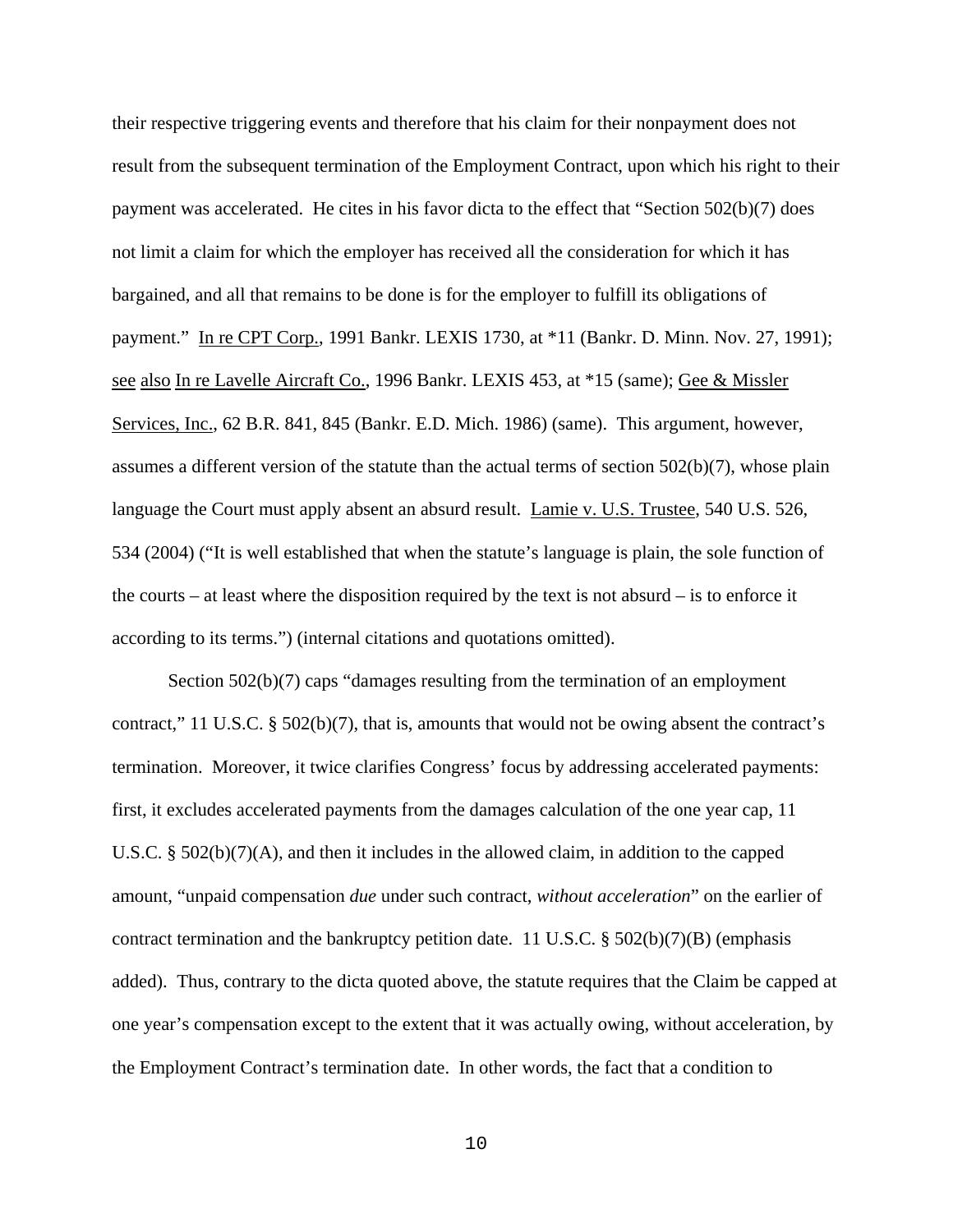their respective triggering events and therefore that his claim for their nonpayment does not result from the subsequent termination of the Employment Contract, upon which his right to their payment was accelerated. He cites in his favor dicta to the effect that "Section 502(b)(7) does not limit a claim for which the employer has received all the consideration for which it has bargained, and all that remains to be done is for the employer to fulfill its obligations of payment." In re CPT Corp., 1991 Bankr. LEXIS 1730, at *11 (Bankr. D. Minn. Nov. 27, 1991); see also In re Lavelle Aircraft Co., 1996 Bankr. LEXIS 453, at *15 (same); Gee & Missler Services, Inc., 62 B.R. 841, 845 (Bankr. E.D. Mich. 1986) (same). This argument, however, assumes a different version of the statute than the actual terms of section 502(b)(7), whose plain language the Court must apply absent an absurd result. Lamie v. U.S. Trustee, 540 U.S. 526, 534 (2004) ("It is well established that when the statute's language is plain, the sole function of the courts – at least where the disposition required by the text is not absurd – is to enforce it according to its terms.") (internal citations and quotations omitted).

Section 502(b)(7) caps "damages resulting from the termination of an employment contract," 11 U.S.C. § 502(b)(7), that is, amounts that would not be owing absent the contract's termination. Moreover, it twice clarifies Congress' focus by addressing accelerated payments: first, it excludes accelerated payments from the damages calculation of the one year cap, 11 U.S.C. § 502(b)(7)(A), and then it includes in the allowed claim, in addition to the capped amount, "unpaid compensation *due* under such contract, *without acceleration*" on the earlier of contract termination and the bankruptcy petition date. 11 U.S.C. § 502(b)(7)(B) (emphasis added). Thus, contrary to the dicta quoted above, the statute requires that the Claim be capped at one year's compensation except to the extent that it was actually owing, without acceleration, by the Employment Contract's termination date. In other words, the fact that a condition to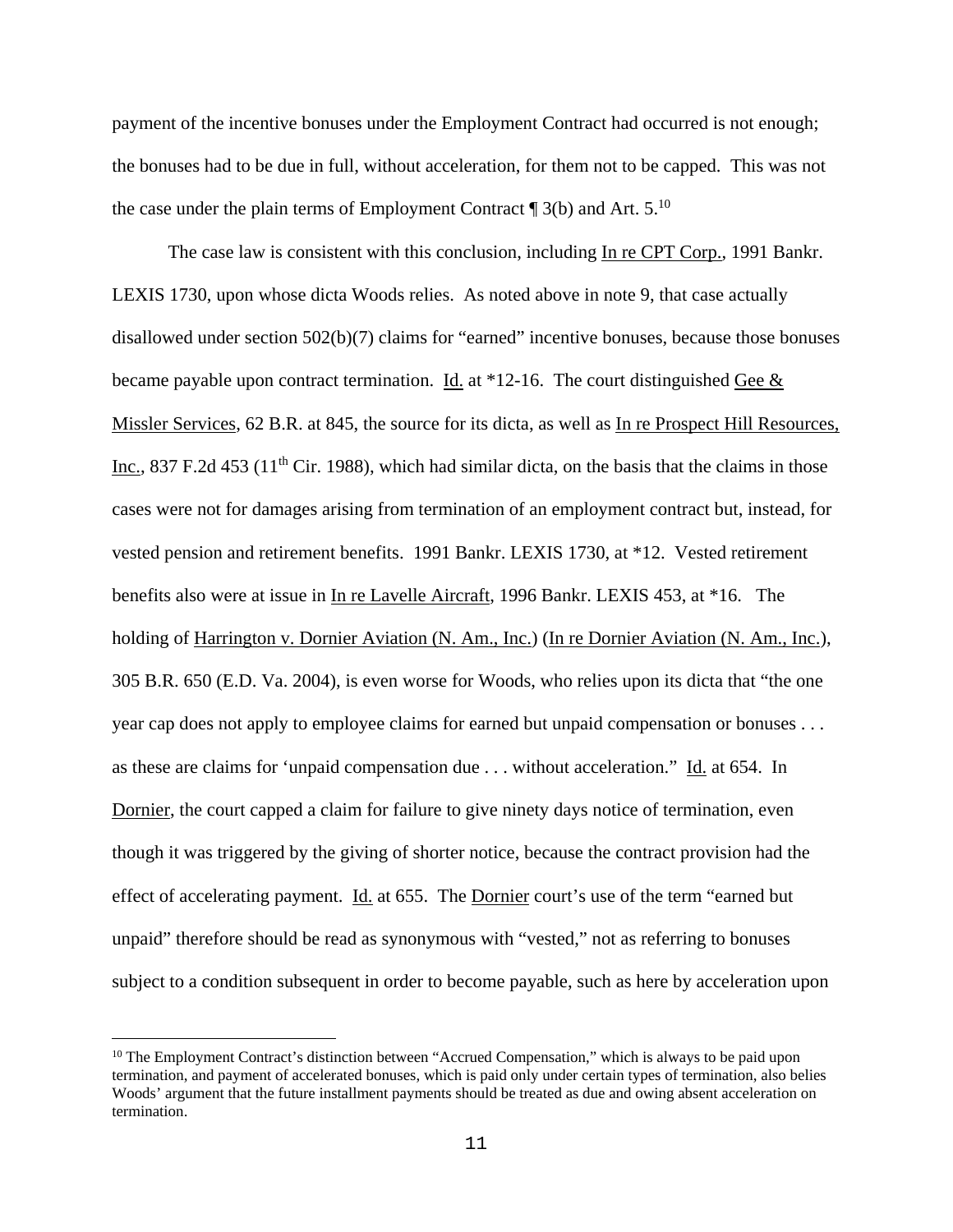payment of the incentive bonuses under the Employment Contract had occurred is not enough; the bonuses had to be due in full, without acceleration, for them not to be capped. This was not the case under the plain terms of Employment Contract ¶ 3(b) and Art. 5.[10]

The case law is consistent with this conclusion, including In re CPT Corp., 1991 Bankr. LEXIS 1730, upon whose dicta Woods relies. As noted above in note 9, that case actually disallowed under section 502(b)(7) claims for "earned" incentive bonuses, because those bonuses became payable upon contract termination. Id. at *12-16. The court distinguished Gee & Missler Services, 62 B.R. at 845, the source for its dicta, as well as In re Prospect Hill Resources, Inc., 837 F.2d 453 (11th Cir. 1988), which had similar dicta, on the basis that the claims in those cases were not for damages arising from termination of an employment contract but, instead, for vested pension and retirement benefits. 1991 Bankr. LEXIS 1730, at *12. Vested retirement benefits also were at issue in In re Lavelle Aircraft, 1996 Bankr. LEXIS 453, at *16. The holding of Harrington v. Dornier Aviation (N. Am., Inc.) (In re Dornier Aviation (N. Am., Inc.), 305 B.R. 650 (E.D. Va. 2004), is even worse for Woods, who relies upon its dicta that "the one year cap does not apply to employee claims for earned but unpaid compensation or bonuses . . . as these are claims for 'unpaid compensation due . . . without acceleration." Id. at 654. In Dornier, the court capped a claim for failure to give ninety days notice of termination, even though it was triggered by the giving of shorter notice, because the contract provision had the effect of accelerating payment. Id. at 655. The Dornier court's use of the term "earned but unpaid" therefore should be read as synonymous with "vested," not as referring to bonuses subject to a condition subsequent in order to become payable, such as here by acceleration upon

[10] The Employment Contract's distinction between "Accrued Compensation," which is always to be paid upon termination, and payment of accelerated bonuses, which is paid only under certain types of termination, also belies Woods' argument that the future installment payments should be treated as due and owing absent acceleration on termination.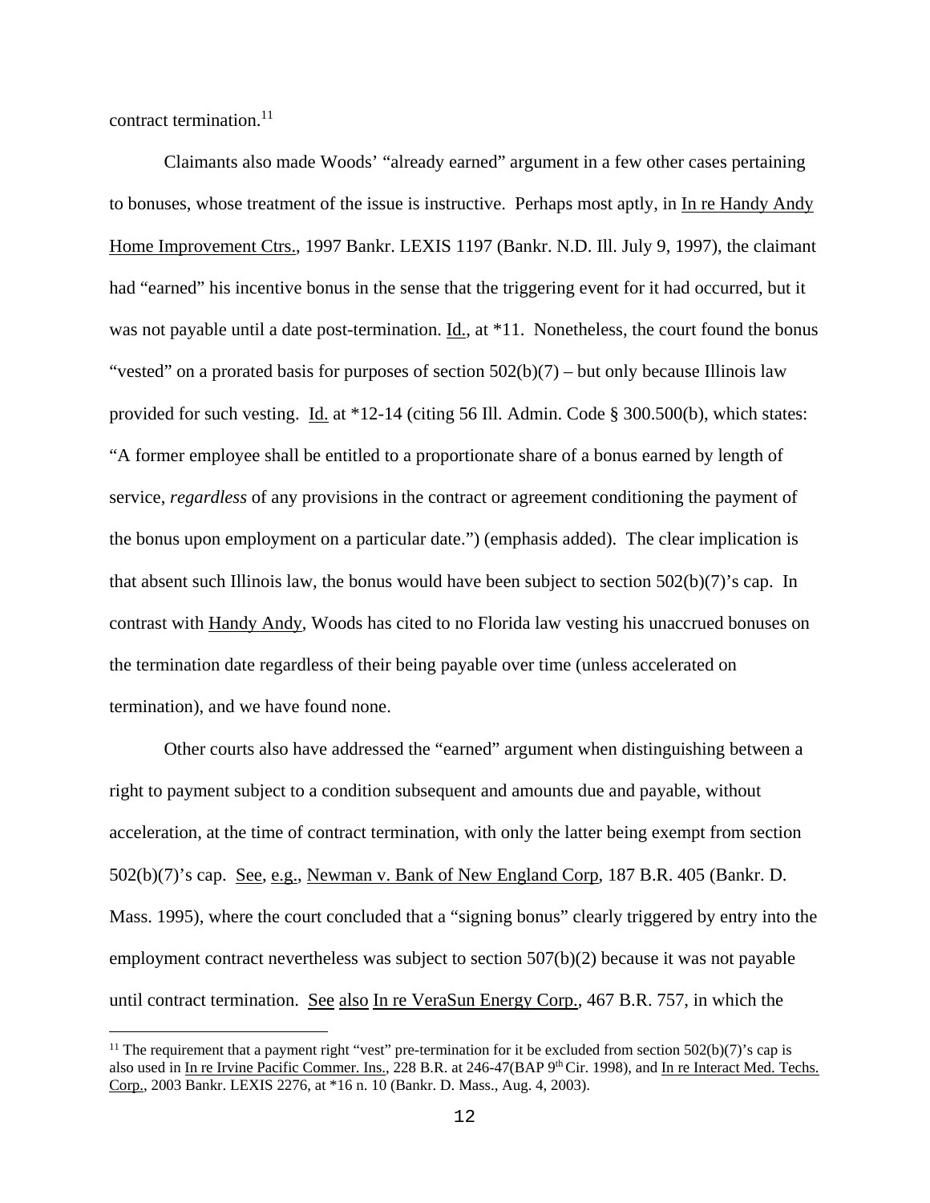contract termination.[11]

Claimants also made Woods' "already earned" argument in a few other cases pertaining to bonuses, whose treatment of the issue is instructive. Perhaps most aptly, in In re Handy Andy Home Improvement Ctrs., 1997 Bankr. LEXIS 1197 (Bankr. N.D. Ill. July 9, 1997), the claimant had "earned" his incentive bonus in the sense that the triggering event for it had occurred, but it was not payable until a date post-termination. Id., at *11. Nonetheless, the court found the bonus "vested" on a prorated basis for purposes of section 502(b)(7) – but only because Illinois law provided for such vesting. Id. at *12-14 (citing 56 Ill. Admin. Code § 300.500(b), which states: "A former employee shall be entitled to a proportionate share of a bonus earned by length of service, *regardless* of any provisions in the contract or agreement conditioning the payment of the bonus upon employment on a particular date.") (emphasis added). The clear implication is that absent such Illinois law, the bonus would have been subject to section 502(b)(7)'s cap. In contrast with Handy Andy, Woods has cited to no Florida law vesting his unaccrued bonuses on the termination date regardless of their being payable over time (unless accelerated on termination), and we have found none.

Other courts also have addressed the "earned" argument when distinguishing between a right to payment subject to a condition subsequent and amounts due and payable, without acceleration, at the time of contract termination, with only the latter being exempt from section 502(b)(7)'s cap. See, e.g., Newman v. Bank of New England Corp, 187 B.R. 405 (Bankr. D. Mass. 1995), where the court concluded that a "signing bonus" clearly triggered by entry into the employment contract nevertheless was subject to section 507(b)(2) because it was not payable until contract termination. See also In re VeraSun Energy Corp., 467 B.R. 757, in which the

[11] The requirement that a payment right "vest" pre-termination for it be excluded from section 502(b)(7)'s cap is also used in In re Irvine Pacific Commer. Ins., 228 B.R. at 246-47(BAP 9th Cir. 1998), and In re Interact Med. Techs. Corp., 2003 Bankr. LEXIS 2276, at *16 n. 10 (Bankr. D. Mass., Aug. 4, 2003).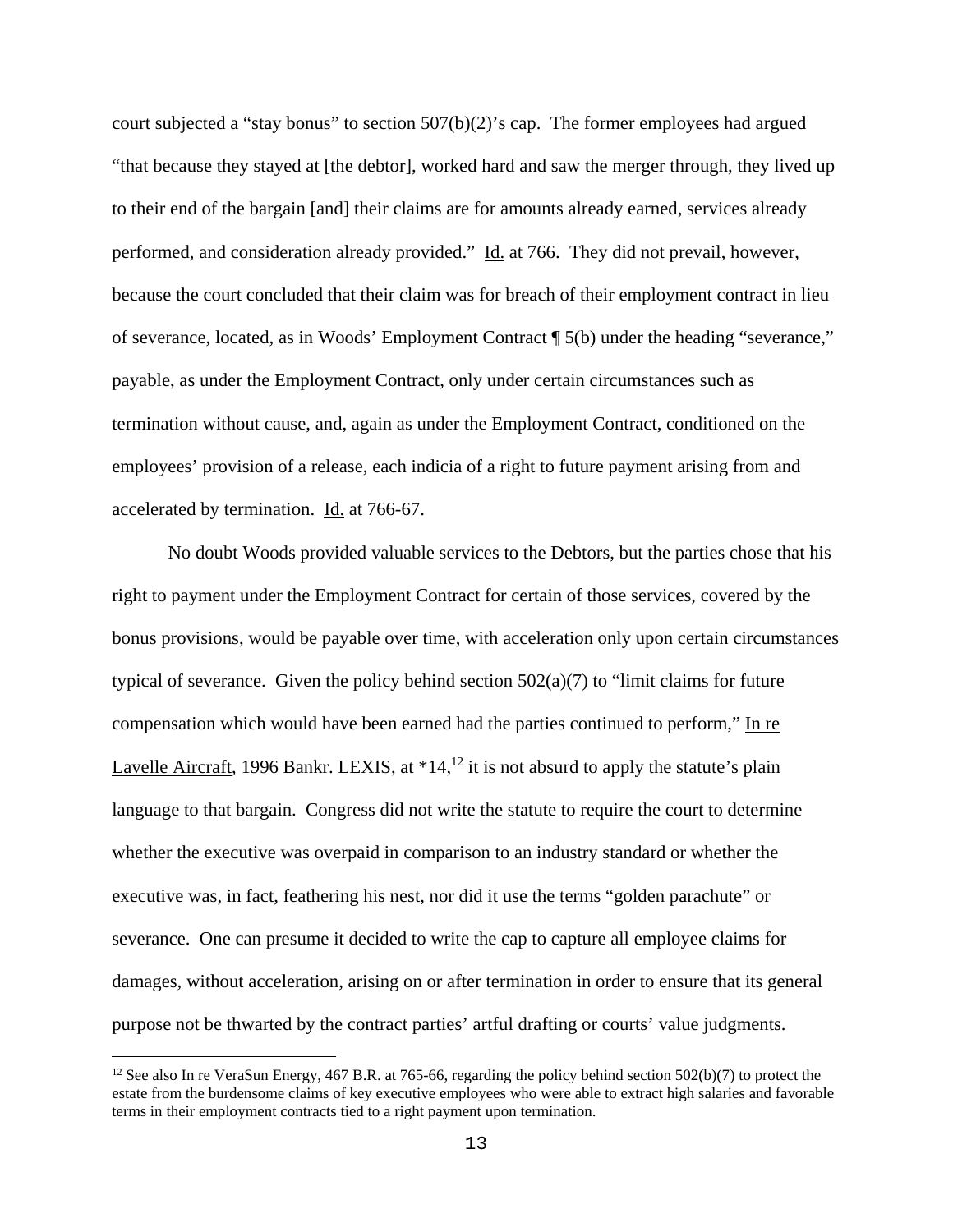court subjected a "stay bonus" to section 507(b)(2)'s cap. The former employees had argued "that because they stayed at [the debtor], worked hard and saw the merger through, they lived up to their end of the bargain [and] their claims are for amounts already earned, services already performed, and consideration already provided." Id. at 766. They did not prevail, however, because the court concluded that their claim was for breach of their employment contract in lieu of severance, located, as in Woods' Employment Contract ¶ 5(b) under the heading "severance," payable, as under the Employment Contract, only under certain circumstances such as termination without cause, and, again as under the Employment Contract, conditioned on the employees' provision of a release, each indicia of a right to future payment arising from and accelerated by termination. Id. at 766-67.

No doubt Woods provided valuable services to the Debtors, but the parties chose that his right to payment under the Employment Contract for certain of those services, covered by the bonus provisions, would be payable over time, with acceleration only upon certain circumstances typical of severance. Given the policy behind section 502(a)(7) to "limit claims for future compensation which would have been earned had the parties continued to perform," In re Lavelle Aircraft, 1996 Bankr. LEXIS, at *14,[12] it is not absurd to apply the statute's plain language to that bargain. Congress did not write the statute to require the court to determine whether the executive was overpaid in comparison to an industry standard or whether the executive was, in fact, feathering his nest, nor did it use the terms "golden parachute" or severance. One can presume it decided to write the cap to capture all employee claims for damages, without acceleration, arising on or after termination in order to ensure that its general purpose not be thwarted by the contract parties' artful drafting or courts' value judgments.

[12] See also In re VeraSun Energy, 467 B.R. at 765-66, regarding the policy behind section 502(b)(7) to protect the estate from the burdensome claims of key executive employees who were able to extract high salaries and favorable terms in their employment contracts tied to a right payment upon termination.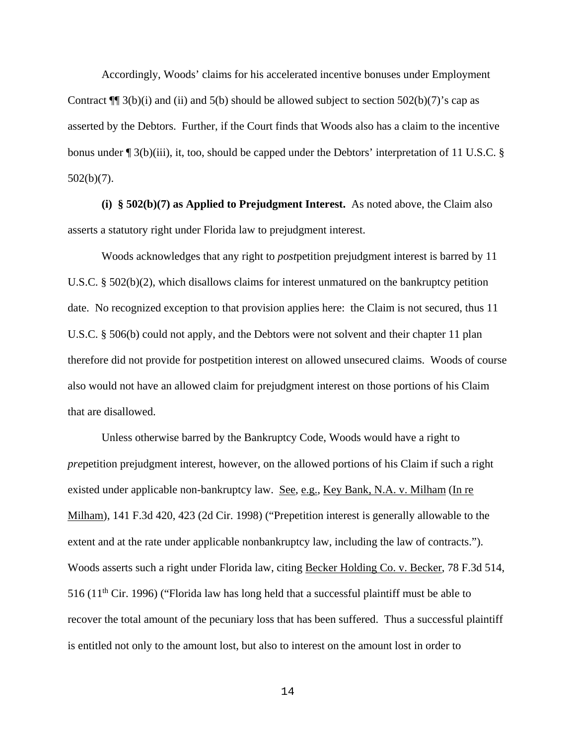Accordingly, Woods' claims for his accelerated incentive bonuses under Employment Contract ¶¶ 3(b)(i) and (ii) and 5(b) should be allowed subject to section 502(b)(7)'s cap as asserted by the Debtors. Further, if the Court finds that Woods also has a claim to the incentive bonus under ¶ 3(b)(iii), it, too, should be capped under the Debtors' interpretation of 11 U.S.C. § 502(b)(7).

**(i) § 502(b)(7) as Applied to Prejudgment Interest.** As noted above, the Claim also asserts a statutory right under Florida law to prejudgment interest.

Woods acknowledges that any right to *post*petition prejudgment interest is barred by 11 U.S.C. § 502(b)(2), which disallows claims for interest unmatured on the bankruptcy petition date. No recognized exception to that provision applies here: the Claim is not secured, thus 11 U.S.C. § 506(b) could not apply, and the Debtors were not solvent and their chapter 11 plan therefore did not provide for postpetition interest on allowed unsecured claims. Woods of course also would not have an allowed claim for prejudgment interest on those portions of his Claim that are disallowed.

Unless otherwise barred by the Bankruptcy Code, Woods would have a right to *pre*petition prejudgment interest, however, on the allowed portions of his Claim if such a right existed under applicable non-bankruptcy law. See, e.g., Key Bank, N.A. v. Milham (In re Milham), 141 F.3d 420, 423 (2d Cir. 1998) ("Prepetition interest is generally allowable to the extent and at the rate under applicable nonbankruptcy law, including the law of contracts."). Woods asserts such a right under Florida law, citing Becker Holding Co. v. Becker, 78 F.3d 514, 516 (11th Cir. 1996) ("Florida law has long held that a successful plaintiff must be able to recover the total amount of the pecuniary loss that has been suffered. Thus a successful plaintiff is entitled not only to the amount lost, but also to interest on the amount lost in order to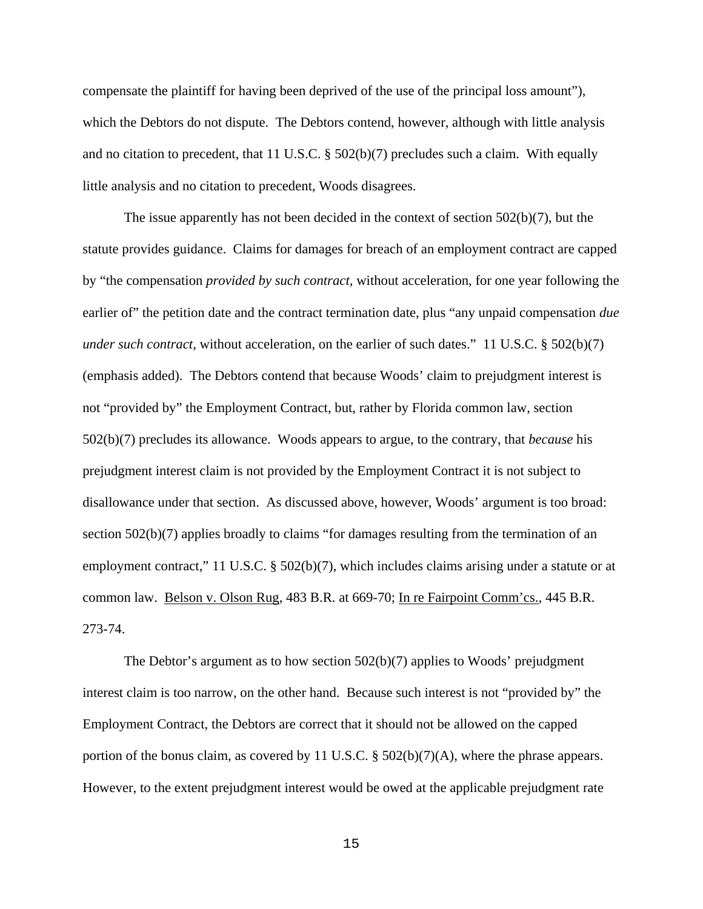compensate the plaintiff for having been deprived of the use of the principal loss amount"), which the Debtors do not dispute. The Debtors contend, however, although with little analysis and no citation to precedent, that 11 U.S.C. § 502(b)(7) precludes such a claim. With equally little analysis and no citation to precedent, Woods disagrees.

The issue apparently has not been decided in the context of section 502(b)(7), but the statute provides guidance. Claims for damages for breach of an employment contract are capped by "the compensation *provided by such contract*, without acceleration, for one year following the earlier of" the petition date and the contract termination date, plus "any unpaid compensation *due under such contract*, without acceleration, on the earlier of such dates." 11 U.S.C. § 502(b)(7) (emphasis added). The Debtors contend that because Woods' claim to prejudgment interest is not "provided by" the Employment Contract, but, rather by Florida common law, section 502(b)(7) precludes its allowance. Woods appears to argue, to the contrary, that *because* his prejudgment interest claim is not provided by the Employment Contract it is not subject to disallowance under that section. As discussed above, however, Woods' argument is too broad: section 502(b)(7) applies broadly to claims "for damages resulting from the termination of an employment contract," 11 U.S.C. § 502(b)(7), which includes claims arising under a statute or at common law. Belson v. Olson Rug, 483 B.R. at 669-70; In re Fairpoint Comm'cs., 445 B.R. 273-74.

The Debtor's argument as to how section 502(b)(7) applies to Woods' prejudgment interest claim is too narrow, on the other hand. Because such interest is not "provided by" the Employment Contract, the Debtors are correct that it should not be allowed on the capped portion of the bonus claim, as covered by 11 U.S.C. § 502(b)(7)(A), where the phrase appears. However, to the extent prejudgment interest would be owed at the applicable prejudgment rate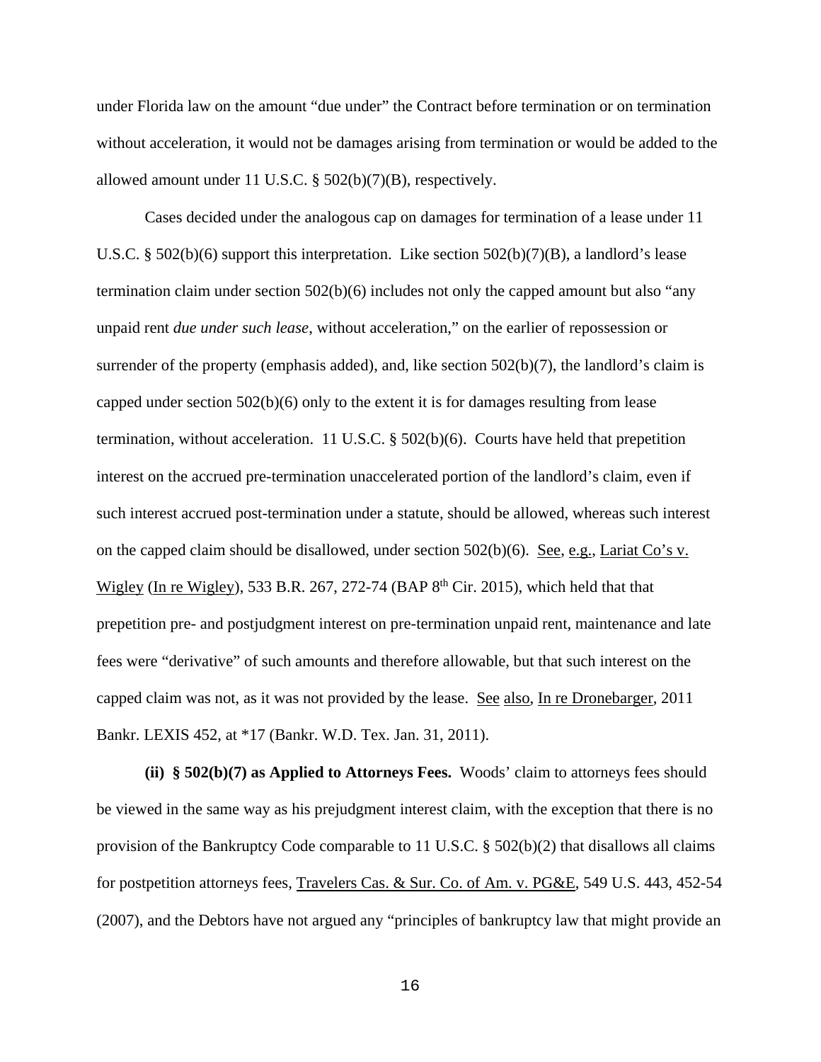under Florida law on the amount "due under" the Contract before termination or on termination without acceleration, it would not be damages arising from termination or would be added to the allowed amount under 11 U.S.C. § 502(b)(7)(B), respectively.

Cases decided under the analogous cap on damages for termination of a lease under 11 U.S.C. § 502(b)(6) support this interpretation. Like section 502(b)(7)(B), a landlord's lease termination claim under section 502(b)(6) includes not only the capped amount but also "any unpaid rent *due under such lease*, without acceleration," on the earlier of repossession or surrender of the property (emphasis added), and, like section 502(b)(7), the landlord's claim is capped under section 502(b)(6) only to the extent it is for damages resulting from lease termination, without acceleration. 11 U.S.C. § 502(b)(6). Courts have held that prepetition interest on the accrued pre-termination unaccelerated portion of the landlord's claim, even if such interest accrued post-termination under a statute, should be allowed, whereas such interest on the capped claim should be disallowed, under section 502(b)(6). See, e.g., Lariat Co's v. Wigley (In re Wigley), 533 B.R. 267, 272-74 (BAP 8th Cir. 2015), which held that that prepetition pre- and postjudgment interest on pre-termination unpaid rent, maintenance and late fees were "derivative" of such amounts and therefore allowable, but that such interest on the capped claim was not, as it was not provided by the lease. See also, In re Dronebarger, 2011 Bankr. LEXIS 452, at *17 (Bankr. W.D. Tex. Jan. 31, 2011).

**(ii) § 502(b)(7) as Applied to Attorneys Fees.** Woods' claim to attorneys fees should be viewed in the same way as his prejudgment interest claim, with the exception that there is no provision of the Bankruptcy Code comparable to 11 U.S.C. § 502(b)(2) that disallows all claims for postpetition attorneys fees, Travelers Cas. & Sur. Co. of Am. v. PG&E, 549 U.S. 443, 452-54 (2007), and the Debtors have not argued any "principles of bankruptcy law that might provide an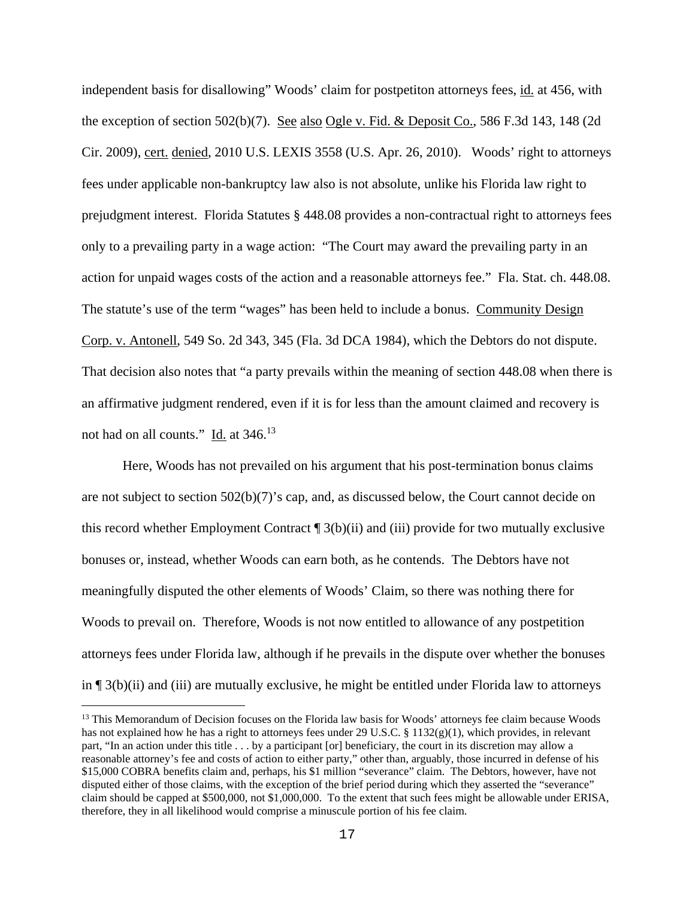independent basis for disallowing" Woods' claim for postpetiton attorneys fees, id. at 456, with the exception of section 502(b)(7). See also Ogle v. Fid. & Deposit Co., 586 F.3d 143, 148 (2d Cir. 2009), cert. denied, 2010 U.S. LEXIS 3558 (U.S. Apr. 26, 2010). Woods' right to attorneys fees under applicable non-bankruptcy law also is not absolute, unlike his Florida law right to prejudgment interest. Florida Statutes § 448.08 provides a non-contractual right to attorneys fees only to a prevailing party in a wage action: "The Court may award the prevailing party in an action for unpaid wages costs of the action and a reasonable attorneys fee." Fla. Stat. ch. 448.08. The statute's use of the term "wages" has been held to include a bonus. Community Design Corp. v. Antonell, 549 So. 2d 343, 345 (Fla. 3d DCA 1984), which the Debtors do not dispute. That decision also notes that "a party prevails within the meaning of section 448.08 when there is an affirmative judgment rendered, even if it is for less than the amount claimed and recovery is not had on all counts." Id. at 346.[13]

Here, Woods has not prevailed on his argument that his post-termination bonus claims are not subject to section 502(b)(7)'s cap, and, as discussed below, the Court cannot decide on this record whether Employment Contract ¶ 3(b)(ii) and (iii) provide for two mutually exclusive bonuses or, instead, whether Woods can earn both, as he contends. The Debtors have not meaningfully disputed the other elements of Woods' Claim, so there was nothing there for Woods to prevail on. Therefore, Woods is not now entitled to allowance of any postpetition attorneys fees under Florida law, although if he prevails in the dispute over whether the bonuses in ¶ 3(b)(ii) and (iii) are mutually exclusive, he might be entitled under Florida law to attorneys

[13] This Memorandum of Decision focuses on the Florida law basis for Woods' attorneys fee claim because Woods has not explained how he has a right to attorneys fees under 29 U.S.C. § 1132(g)(1), which provides, in relevant part, "In an action under this title . . . by a participant [or] beneficiary, the court in its discretion may allow a reasonable attorney's fee and costs of action to either party," other than, arguably, those incurred in defense of his $15,000 COBRA benefits claim and, perhaps, his $1 million "severance" claim. The Debtors, however, have not disputed either of those claims, with the exception of the brief period during which they asserted the "severance" claim should be capped at $500,000, not $1,000,000. To the extent that such fees might be allowable under ERISA, therefore, they in all likelihood would comprise a minuscule portion of his fee claim.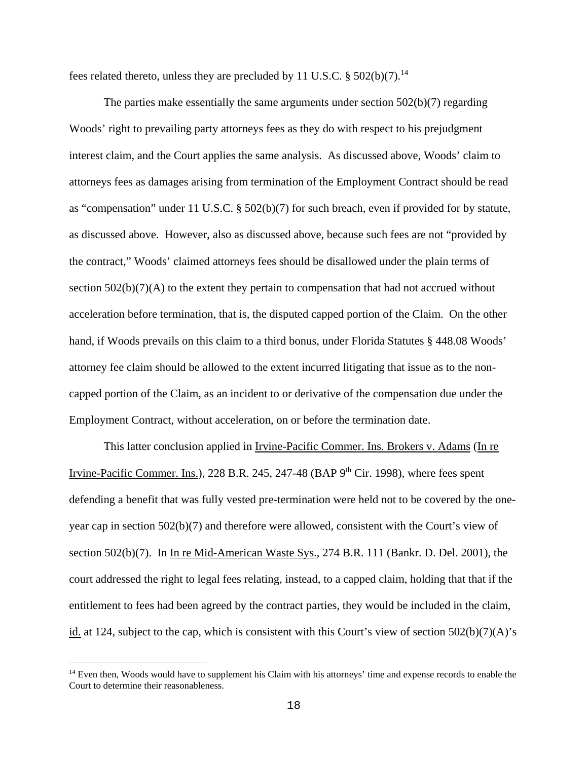fees related thereto, unless they are precluded by 11 U.S.C. § 502(b)(7).[14]

The parties make essentially the same arguments under section 502(b)(7) regarding Woods' right to prevailing party attorneys fees as they do with respect to his prejudgment interest claim, and the Court applies the same analysis. As discussed above, Woods' claim to attorneys fees as damages arising from termination of the Employment Contract should be read as "compensation" under 11 U.S.C. § 502(b)(7) for such breach, even if provided for by statute, as discussed above. However, also as discussed above, because such fees are not "provided by the contract," Woods' claimed attorneys fees should be disallowed under the plain terms of section 502(b)(7)(A) to the extent they pertain to compensation that had not accrued without acceleration before termination, that is, the disputed capped portion of the Claim. On the other hand, if Woods prevails on this claim to a third bonus, under Florida Statutes § 448.08 Woods' attorney fee claim should be allowed to the extent incurred litigating that issue as to the non-capped portion of the Claim, as an incident to or derivative of the compensation due under the Employment Contract, without acceleration, on or before the termination date.

This latter conclusion applied in Irvine-Pacific Commer. Ins. Brokers v. Adams (In re Irvine-Pacific Commer. Ins.), 228 B.R. 245, 247-48 (BAP 9th Cir. 1998), where fees spent defending a benefit that was fully vested pre-termination were held not to be covered by the one-year cap in section 502(b)(7) and therefore were allowed, consistent with the Court's view of section 502(b)(7). In In re Mid-American Waste Sys., 274 B.R. 111 (Bankr. D. Del. 2001), the court addressed the right to legal fees relating, instead, to a capped claim, holding that that if the entitlement to fees had been agreed by the contract parties, they would be included in the claim, id. at 124, subject to the cap, which is consistent with this Court's view of section 502(b)(7)(A)'s

[14] Even then, Woods would have to supplement his Claim with his attorneys' time and expense records to enable the Court to determine their reasonableness.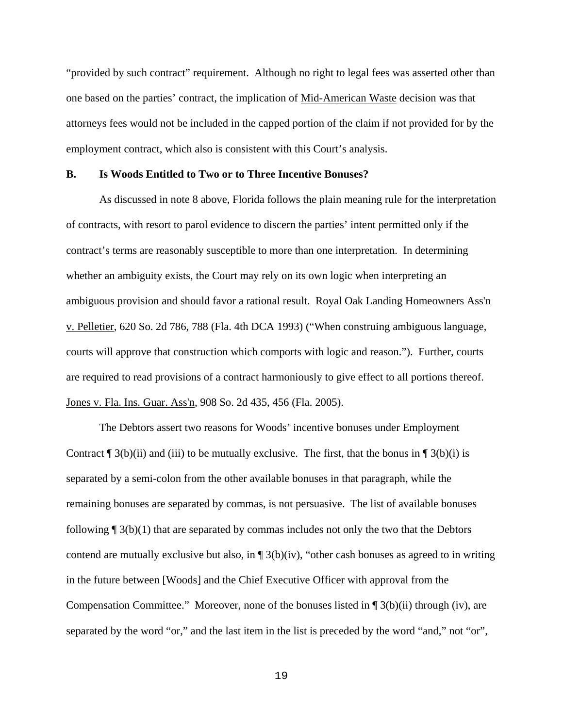"provided by such contract" requirement. Although no right to legal fees was asserted other than one based on the parties' contract, the implication of Mid-American Waste decision was that attorneys fees would not be included in the capped portion of the claim if not provided for by the employment contract, which also is consistent with this Court's analysis.

**B. Is Woods Entitled to Two or to Three Incentive Bonuses?**

As discussed in note 8 above, Florida follows the plain meaning rule for the interpretation of contracts, with resort to parol evidence to discern the parties' intent permitted only if the contract's terms are reasonably susceptible to more than one interpretation. In determining whether an ambiguity exists, the Court may rely on its own logic when interpreting an ambiguous provision and should favor a rational result. Royal Oak Landing Homeowners Ass'n v. Pelletier, 620 So. 2d 786, 788 (Fla. 4th DCA 1993) ("When construing ambiguous language, courts will approve that construction which comports with logic and reason."). Further, courts are required to read provisions of a contract harmoniously to give effect to all portions thereof. Jones v. Fla. Ins. Guar. Ass'n, 908 So. 2d 435, 456 (Fla. 2005).

The Debtors assert two reasons for Woods' incentive bonuses under Employment Contract ¶ 3(b)(ii) and (iii) to be mutually exclusive. The first, that the bonus in ¶ 3(b)(i) is separated by a semi-colon from the other available bonuses in that paragraph, while the remaining bonuses are separated by commas, is not persuasive. The list of available bonuses following ¶ 3(b)(1) that are separated by commas includes not only the two that the Debtors contend are mutually exclusive but also, in ¶ 3(b)(iv), "other cash bonuses as agreed to in writing in the future between [Woods] and the Chief Executive Officer with approval from the Compensation Committee." Moreover, none of the bonuses listed in ¶ 3(b)(ii) through (iv), are separated by the word "or," and the last item in the list is preceded by the word "and," not "or",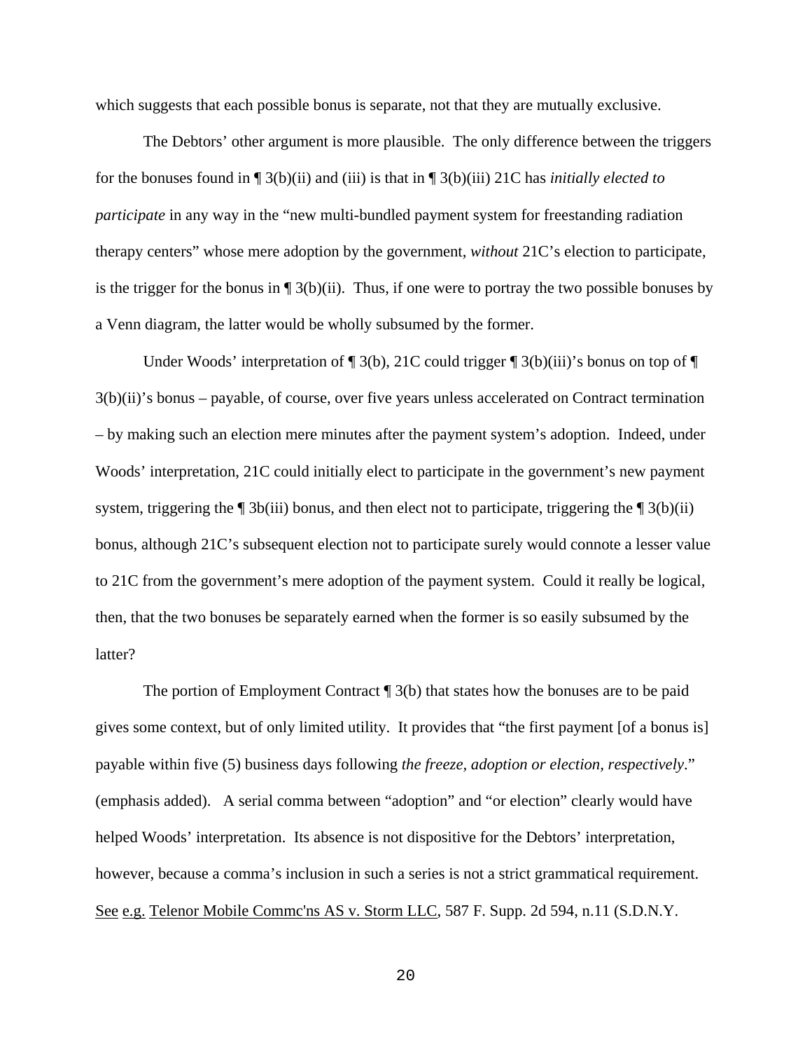which suggests that each possible bonus is separate, not that they are mutually exclusive.

The Debtors' other argument is more plausible. The only difference between the triggers for the bonuses found in ¶ 3(b)(ii) and (iii) is that in ¶ 3(b)(iii) 21C has *initially elected to participate* in any way in the "new multi-bundled payment system for freestanding radiation therapy centers" whose mere adoption by the government, *without* 21C's election to participate, is the trigger for the bonus in ¶ 3(b)(ii). Thus, if one were to portray the two possible bonuses by a Venn diagram, the latter would be wholly subsumed by the former.

Under Woods' interpretation of ¶ 3(b), 21C could trigger ¶ 3(b)(iii)'s bonus on top of ¶ 3(b)(ii)'s bonus – payable, of course, over five years unless accelerated on Contract termination – by making such an election mere minutes after the payment system's adoption. Indeed, under Woods' interpretation, 21C could initially elect to participate in the government's new payment system, triggering the ¶ 3b(iii) bonus, and then elect not to participate, triggering the ¶ 3(b)(ii) bonus, although 21C's subsequent election not to participate surely would connote a lesser value to 21C from the government's mere adoption of the payment system. Could it really be logical, then, that the two bonuses be separately earned when the former is so easily subsumed by the latter?

The portion of Employment Contract ¶ 3(b) that states how the bonuses are to be paid gives some context, but of only limited utility. It provides that "the first payment [of a bonus is] payable within five (5) business days following *the freeze, adoption or election, respectively*." (emphasis added). A serial comma between "adoption" and "or election" clearly would have helped Woods' interpretation. Its absence is not dispositive for the Debtors' interpretation, however, because a comma's inclusion in such a series is not a strict grammatical requirement. See e.g. Telenor Mobile Commc'ns AS v. Storm LLC, 587 F. Supp. 2d 594, n.11 (S.D.N.Y.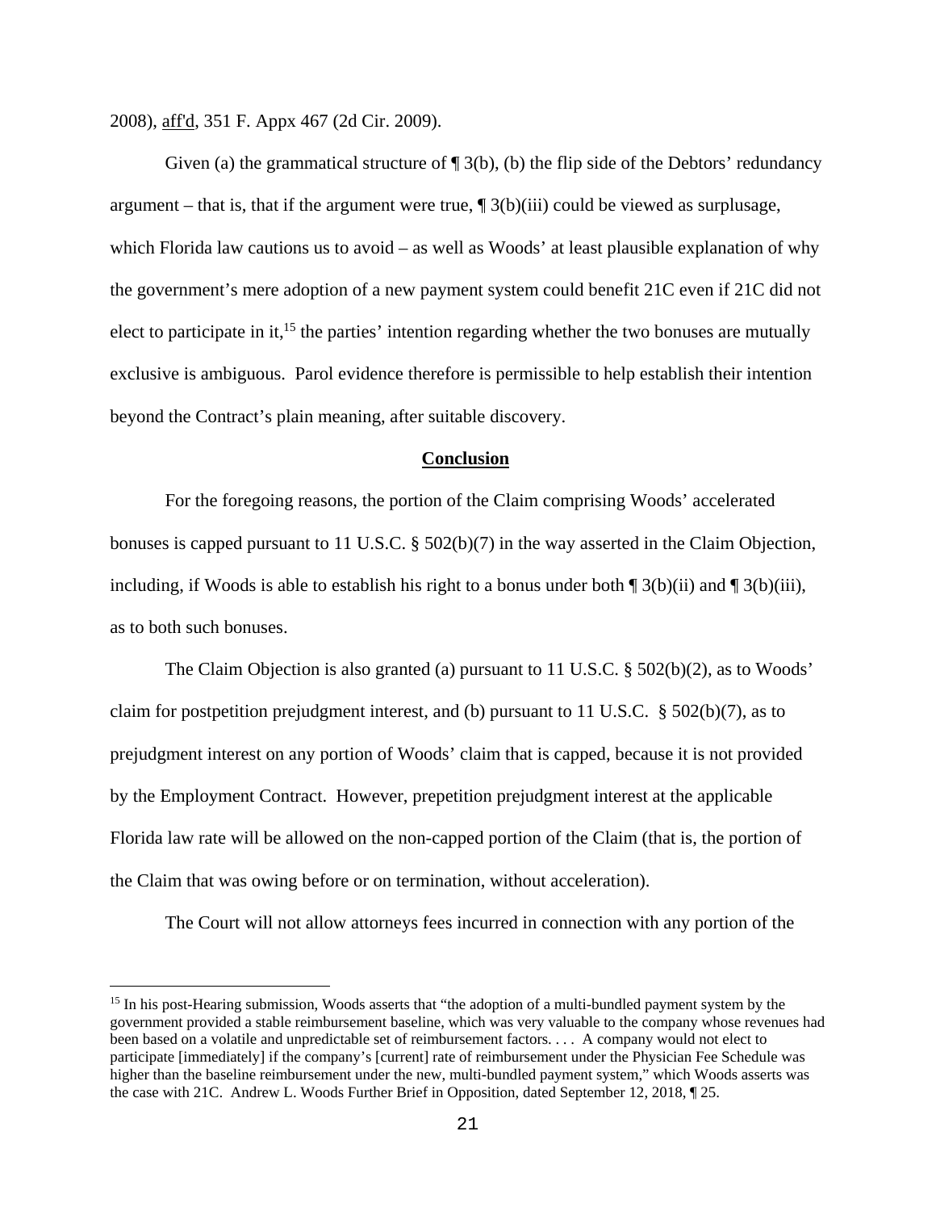2008), aff'd, 351 F. Appx 467 (2d Cir. 2009).

Given (a) the grammatical structure of ¶ 3(b), (b) the flip side of the Debtors' redundancy argument – that is, that if the argument were true, ¶ 3(b)(iii) could be viewed as surplusage, which Florida law cautions us to avoid – as well as Woods' at least plausible explanation of why the government's mere adoption of a new payment system could benefit 21C even if 21C did not elect to participate in it,[15] the parties' intention regarding whether the two bonuses are mutually exclusive is ambiguous. Parol evidence therefore is permissible to help establish their intention beyond the Contract's plain meaning, after suitable discovery.

## Conclusion

For the foregoing reasons, the portion of the Claim comprising Woods' accelerated bonuses is capped pursuant to 11 U.S.C. § 502(b)(7) in the way asserted in the Claim Objection, including, if Woods is able to establish his right to a bonus under both ¶ 3(b)(ii) and ¶ 3(b)(iii), as to both such bonuses.

The Claim Objection is also granted (a) pursuant to 11 U.S.C. § 502(b)(2), as to Woods' claim for postpetition prejudgment interest, and (b) pursuant to 11 U.S.C. § 502(b)(7), as to prejudgment interest on any portion of Woods' claim that is capped, because it is not provided by the Employment Contract. However, prepetition prejudgment interest at the applicable Florida law rate will be allowed on the non-capped portion of the Claim (that is, the portion of the Claim that was owing before or on termination, without acceleration).

The Court will not allow attorneys fees incurred in connection with any portion of the

---

[15] In his post-Hearing submission, Woods asserts that "the adoption of a multi-bundled payment system by the government provided a stable reimbursement baseline, which was very valuable to the company whose revenues had been based on a volatile and unpredictable set of reimbursement factors. . . . A company would not elect to participate [immediately] if the company's [current] rate of reimbursement under the Physician Fee Schedule was higher than the baseline reimbursement under the new, multi-bundled payment system," which Woods asserts was the case with 21C. Andrew L. Woods Further Brief in Opposition, dated September 12, 2018, ¶ 25.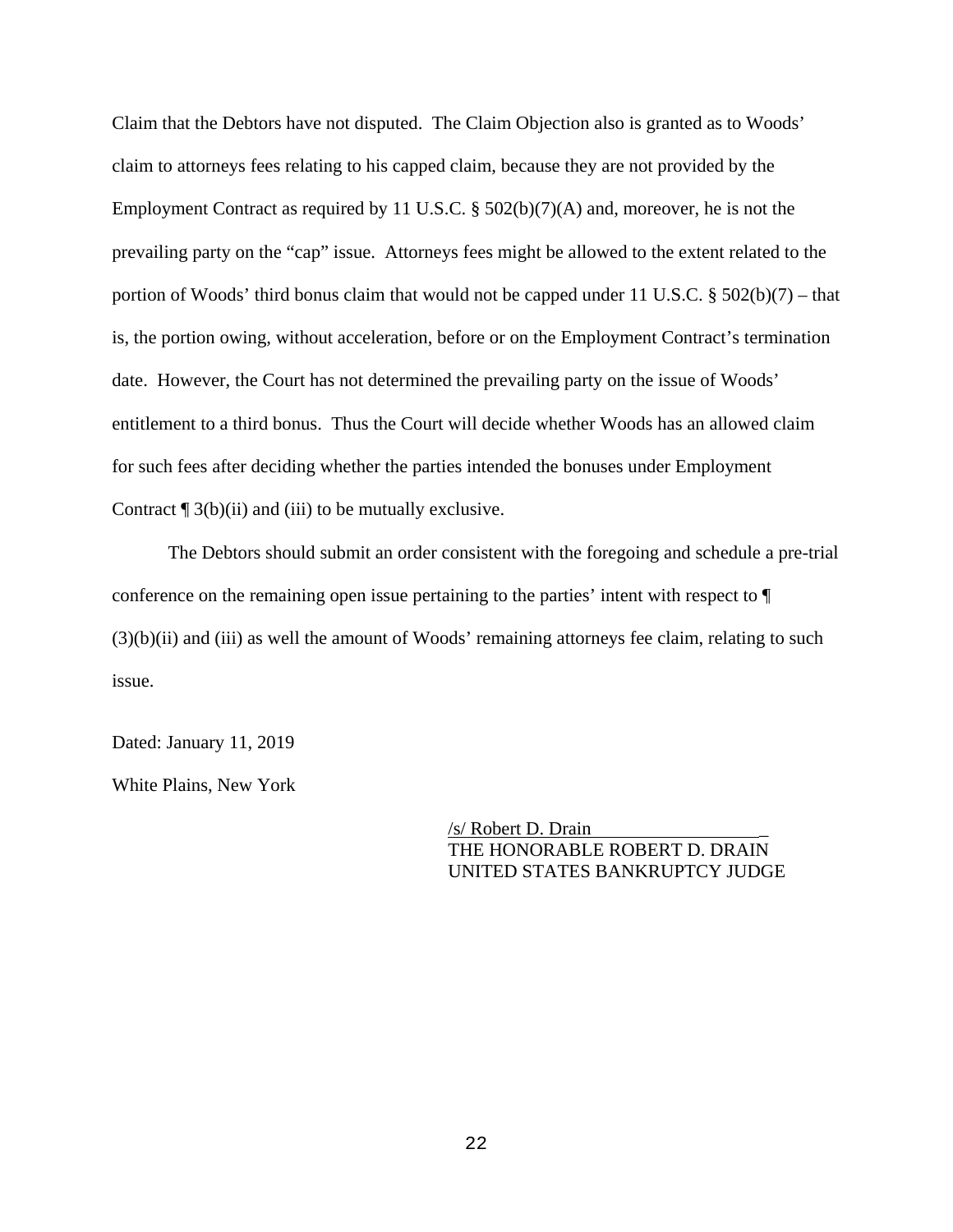Claim that the Debtors have not disputed. The Claim Objection also is granted as to Woods' claim to attorneys fees relating to his capped claim, because they are not provided by the Employment Contract as required by 11 U.S.C. § 502(b)(7)(A) and, moreover, he is not the prevailing party on the "cap" issue. Attorneys fees might be allowed to the extent related to the portion of Woods' third bonus claim that would not be capped under 11 U.S.C. § 502(b)(7) – that is, the portion owing, without acceleration, before or on the Employment Contract's termination date. However, the Court has not determined the prevailing party on the issue of Woods' entitlement to a third bonus. Thus the Court will decide whether Woods has an allowed claim for such fees after deciding whether the parties intended the bonuses under Employment Contract ¶ 3(b)(ii) and (iii) to be mutually exclusive.

The Debtors should submit an order consistent with the foregoing and schedule a pre-trial conference on the remaining open issue pertaining to the parties' intent with respect to ¶ (3)(b)(ii) and (iii) as well the amount of Woods' remaining attorneys fee claim, relating to such issue.

Dated: January 11, 2019

White Plains, New York

/s/ Robert D. Drain

THE HONORABLE ROBERT D. DRAIN

UNITED STATES BANKRUPTCY JUDGE